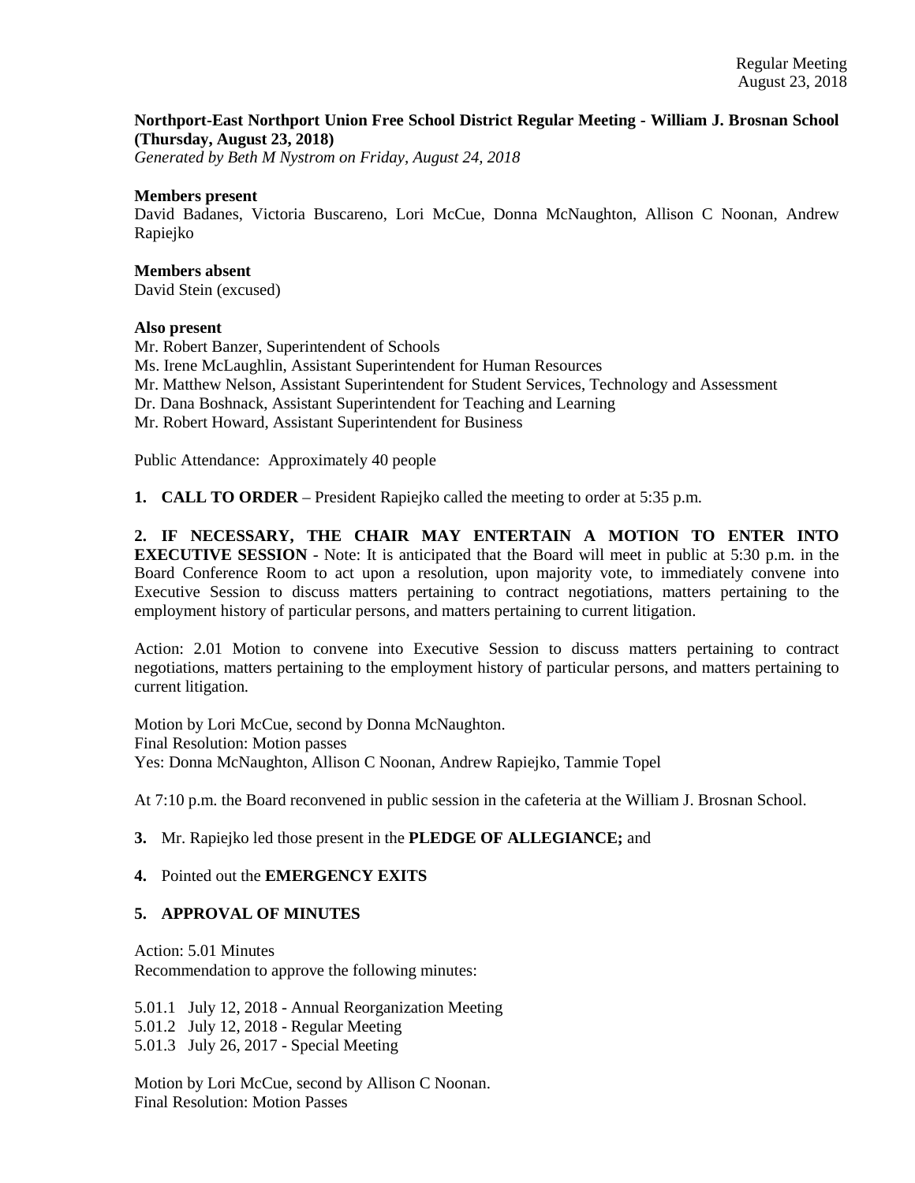**Northport-East Northport Union Free School District Regular Meeting - William J. Brosnan School (Thursday, August 23, 2018)**

*Generated by Beth M Nystrom on Friday, August 24, 2018*

**Members present**

David Badanes, Victoria Buscareno, Lori McCue, Donna McNaughton, Allison C Noonan, Andrew Rapiejko

**Members absent**

David Stein (excused)

**Also present**

Mr. Robert Banzer, Superintendent of Schools
Ms. Irene McLaughlin, Assistant Superintendent for Human Resources
Mr. Matthew Nelson, Assistant Superintendent for Student Services, Technology and Assessment
Dr. Dana Boshnack, Assistant Superintendent for Teaching and Learning
Mr. Robert Howard, Assistant Superintendent for Business

Public Attendance: Approximately 40 people

**1. CALL TO ORDER** – President Rapiejko called the meeting to order at 5:35 p.m.

**2. IF NECESSARY, THE CHAIR MAY ENTERTAIN A MOTION TO ENTER INTO EXECUTIVE SESSION** - Note: It is anticipated that the Board will meet in public at 5:30 p.m. in the Board Conference Room to act upon a resolution, upon majority vote, to immediately convene into Executive Session to discuss matters pertaining to contract negotiations, matters pertaining to the employment history of particular persons, and matters pertaining to current litigation.

Action: 2.01 Motion to convene into Executive Session to discuss matters pertaining to contract negotiations, matters pertaining to the employment history of particular persons, and matters pertaining to current litigation.

Motion by Lori McCue, second by Donna McNaughton.
Final Resolution: Motion passes
Yes: Donna McNaughton, Allison C Noonan, Andrew Rapiejko, Tammie Topel

At 7:10 p.m. the Board reconvened in public session in the cafeteria at the William J. Brosnan School.

**3.** Mr. Rapiejko led those present in the **PLEDGE OF ALLEGIANCE;** and

**4.** Pointed out the **EMERGENCY EXITS**

**5. APPROVAL OF MINUTES**

Action: 5.01 Minutes
Recommendation to approve the following minutes:

5.01.1 July 12, 2018 - Annual Reorganization Meeting
5.01.2 July 12, 2018 - Regular Meeting
5.01.3 July 26, 2017 - Special Meeting

Motion by Lori McCue, second by Allison C Noonan.
Final Resolution: Motion Passes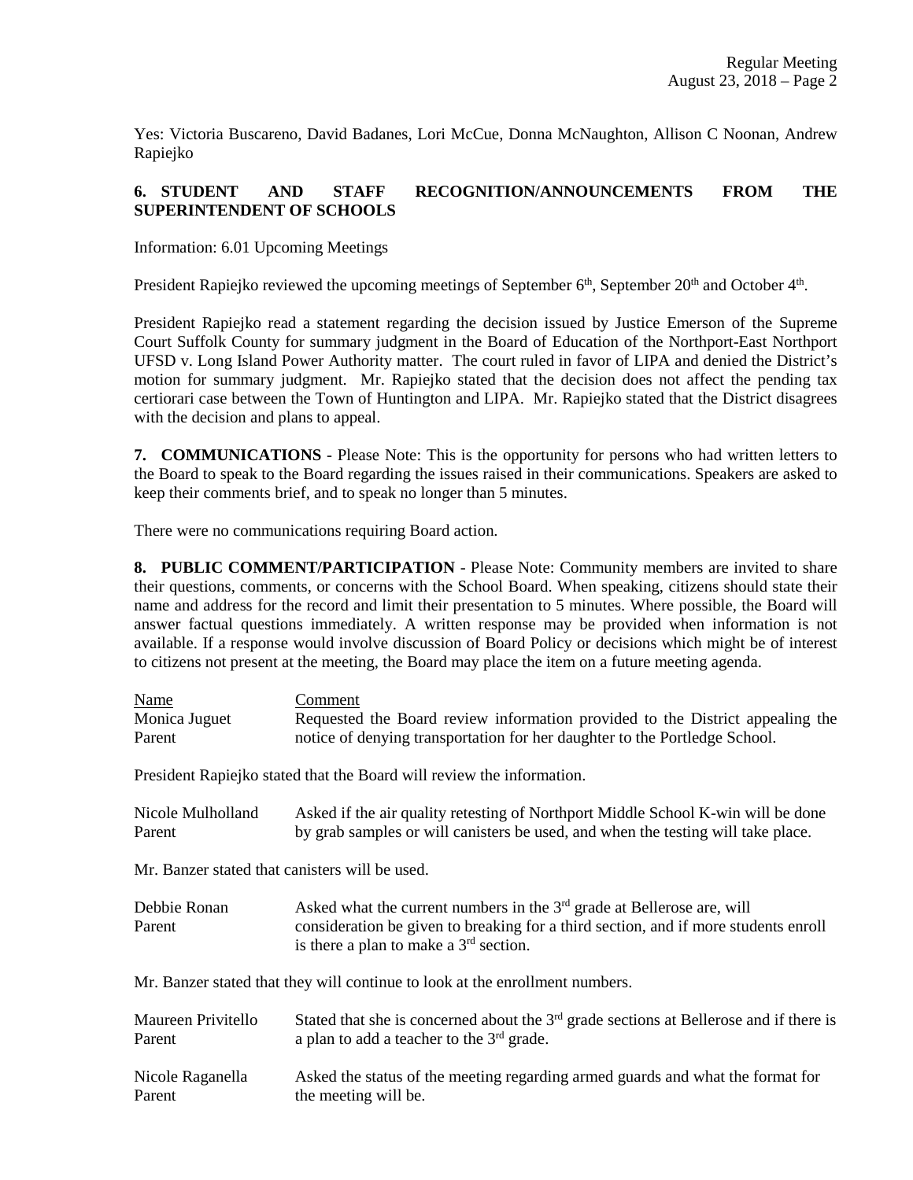Yes: Victoria Buscareno, David Badanes, Lori McCue, Donna McNaughton, Allison C Noonan, Andrew Rapiejko

**6. STUDENT AND STAFF RECOGNITION/ANNOUNCEMENTS FROM THE SUPERINTENDENT OF SCHOOLS**

Information: 6.01 Upcoming Meetings

President Rapiejko reviewed the upcoming meetings of September 6th, September 20th and October 4th.

President Rapiejko read a statement regarding the decision issued by Justice Emerson of the Supreme Court Suffolk County for summary judgment in the Board of Education of the Northport-East Northport UFSD v. Long Island Power Authority matter. The court ruled in favor of LIPA and denied the District's motion for summary judgment. Mr. Rapiejko stated that the decision does not affect the pending tax certiorari case between the Town of Huntington and LIPA. Mr. Rapiejko stated that the District disagrees with the decision and plans to appeal.

**7. COMMUNICATIONS** - Please Note: This is the opportunity for persons who had written letters to the Board to speak to the Board regarding the issues raised in their communications. Speakers are asked to keep their comments brief, and to speak no longer than 5 minutes.

There were no communications requiring Board action.

**8. PUBLIC COMMENT/PARTICIPATION** - Please Note: Community members are invited to share their questions, comments, or concerns with the School Board. When speaking, citizens should state their name and address for the record and limit their presentation to 5 minutes. Where possible, the Board will answer factual questions immediately. A written response may be provided when information is not available. If a response would involve discussion of Board Policy or decisions which might be of interest to citizens not present at the meeting, the Board may place the item on a future meeting agenda.

| Name | Comment |
|---|---|
| Monica Juguet<br>Parent | Requested the Board review information provided to the District appealing the notice of denying transportation for her daughter to the Portledge School. |

President Rapiejko stated that the Board will review the information.

| Name | Comment |
|---|---|
| Nicole Mulholland<br>Parent | Asked if the air quality retesting of Northport Middle School K-win will be done by grab samples or will canisters be used, and when the testing will take place. |

Mr. Banzer stated that canisters will be used.

| Name | Comment |
|---|---|
| Debbie Ronan<br>Parent | Asked what the current numbers in the 3rd grade at Bellerose are, will consideration be given to breaking for a third section, and if more students enroll is there a plan to make a 3rd section. |

Mr. Banzer stated that they will continue to look at the enrollment numbers.

| Name | Comment |
|---|---|
| Maureen Privitello<br>Parent | Stated that she is concerned about the 3rd grade sections at Bellerose and if there is a plan to add a teacher to the 3rd grade. |
| Nicole Raganella<br>Parent | Asked the status of the meeting regarding armed guards and what the format for the meeting will be. |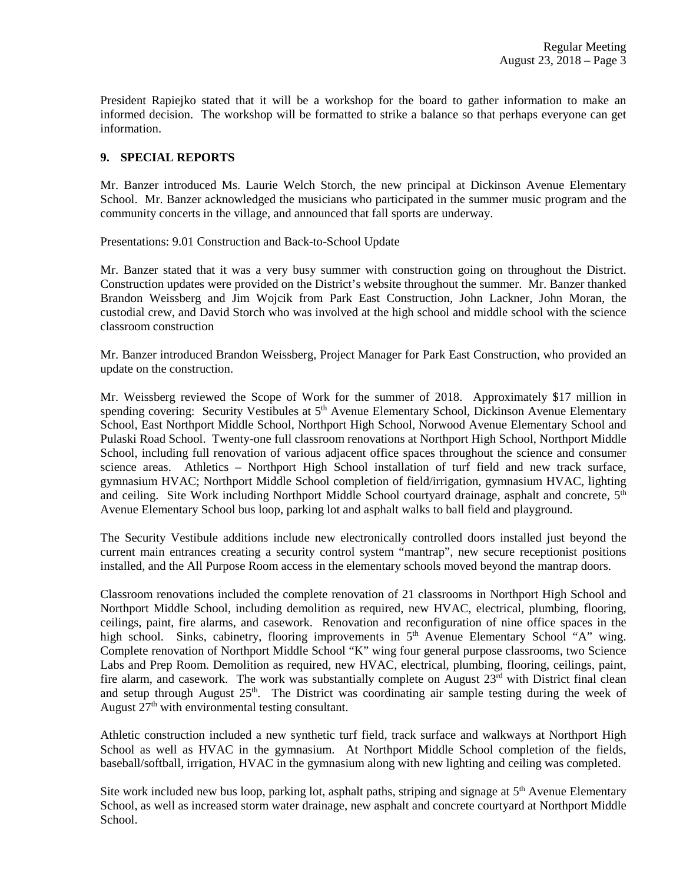President Rapiejko stated that it will be a workshop for the board to gather information to make an informed decision. The workshop will be formatted to strike a balance so that perhaps everyone can get information.

**9. SPECIAL REPORTS**

Mr. Banzer introduced Ms. Laurie Welch Storch, the new principal at Dickinson Avenue Elementary School. Mr. Banzer acknowledged the musicians who participated in the summer music program and the community concerts in the village, and announced that fall sports are underway.

Presentations: 9.01 Construction and Back-to-School Update

Mr. Banzer stated that it was a very busy summer with construction going on throughout the District. Construction updates were provided on the District's website throughout the summer. Mr. Banzer thanked Brandon Weissberg and Jim Wojcik from Park East Construction, John Lackner, John Moran, the custodial crew, and David Storch who was involved at the high school and middle school with the science classroom construction

Mr. Banzer introduced Brandon Weissberg, Project Manager for Park East Construction, who provided an update on the construction.

Mr. Weissberg reviewed the Scope of Work for the summer of 2018. Approximately $17 million in spending covering: Security Vestibules at 5th Avenue Elementary School, Dickinson Avenue Elementary School, East Northport Middle School, Northport High School, Norwood Avenue Elementary School and Pulaski Road School. Twenty-one full classroom renovations at Northport High School, Northport Middle School, including full renovation of various adjacent office spaces throughout the science and consumer science areas. Athletics – Northport High School installation of turf field and new track surface, gymnasium HVAC; Northport Middle School completion of field/irrigation, gymnasium HVAC, lighting and ceiling. Site Work including Northport Middle School courtyard drainage, asphalt and concrete, 5th Avenue Elementary School bus loop, parking lot and asphalt walks to ball field and playground.

The Security Vestibule additions include new electronically controlled doors installed just beyond the current main entrances creating a security control system "mantrap", new secure receptionist positions installed, and the All Purpose Room access in the elementary schools moved beyond the mantrap doors.

Classroom renovations included the complete renovation of 21 classrooms in Northport High School and Northport Middle School, including demolition as required, new HVAC, electrical, plumbing, flooring, ceilings, paint, fire alarms, and casework. Renovation and reconfiguration of nine office spaces in the high school. Sinks, cabinetry, flooring improvements in 5th Avenue Elementary School "A" wing. Complete renovation of Northport Middle School "K" wing four general purpose classrooms, two Science Labs and Prep Room. Demolition as required, new HVAC, electrical, plumbing, flooring, ceilings, paint, fire alarm, and casework. The work was substantially complete on August 23rd with District final clean and setup through August 25th. The District was coordinating air sample testing during the week of August 27th with environmental testing consultant.

Athletic construction included a new synthetic turf field, track surface and walkways at Northport High School as well as HVAC in the gymnasium. At Northport Middle School completion of the fields, baseball/softball, irrigation, HVAC in the gymnasium along with new lighting and ceiling was completed.

Site work included new bus loop, parking lot, asphalt paths, striping and signage at 5th Avenue Elementary School, as well as increased storm water drainage, new asphalt and concrete courtyard at Northport Middle School.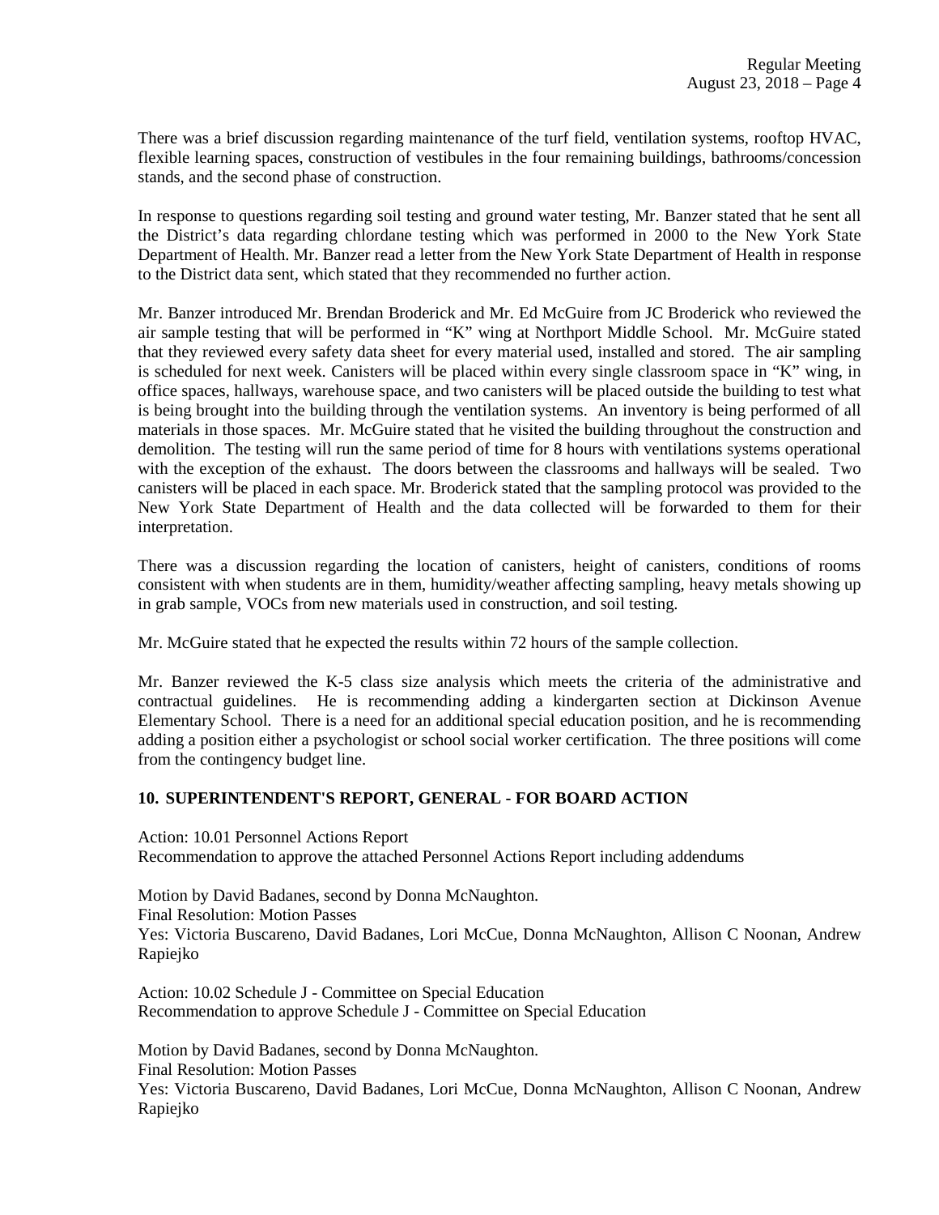There was a brief discussion regarding maintenance of the turf field, ventilation systems, rooftop HVAC, flexible learning spaces, construction of vestibules in the four remaining buildings, bathrooms/concession stands, and the second phase of construction.

In response to questions regarding soil testing and ground water testing, Mr. Banzer stated that he sent all the District's data regarding chlordane testing which was performed in 2000 to the New York State Department of Health. Mr. Banzer read a letter from the New York State Department of Health in response to the District data sent, which stated that they recommended no further action.

Mr. Banzer introduced Mr. Brendan Broderick and Mr. Ed McGuire from JC Broderick who reviewed the air sample testing that will be performed in "K" wing at Northport Middle School. Mr. McGuire stated that they reviewed every safety data sheet for every material used, installed and stored. The air sampling is scheduled for next week. Canisters will be placed within every single classroom space in "K" wing, in office spaces, hallways, warehouse space, and two canisters will be placed outside the building to test what is being brought into the building through the ventilation systems. An inventory is being performed of all materials in those spaces. Mr. McGuire stated that he visited the building throughout the construction and demolition. The testing will run the same period of time for 8 hours with ventilations systems operational with the exception of the exhaust. The doors between the classrooms and hallways will be sealed. Two canisters will be placed in each space. Mr. Broderick stated that the sampling protocol was provided to the New York State Department of Health and the data collected will be forwarded to them for their interpretation.

There was a discussion regarding the location of canisters, height of canisters, conditions of rooms consistent with when students are in them, humidity/weather affecting sampling, heavy metals showing up in grab sample, VOCs from new materials used in construction, and soil testing.

Mr. McGuire stated that he expected the results within 72 hours of the sample collection.

Mr. Banzer reviewed the K-5 class size analysis which meets the criteria of the administrative and contractual guidelines. He is recommending adding a kindergarten section at Dickinson Avenue Elementary School. There is a need for an additional special education position, and he is recommending adding a position either a psychologist or school social worker certification. The three positions will come from the contingency budget line.

## 10. SUPERINTENDENT'S REPORT, GENERAL - FOR BOARD ACTION

Action: 10.01 Personnel Actions Report
Recommendation to approve the attached Personnel Actions Report including addendums

Motion by David Badanes, second by Donna McNaughton.
Final Resolution: Motion Passes
Yes: Victoria Buscareno, David Badanes, Lori McCue, Donna McNaughton, Allison C Noonan, Andrew Rapiejko

Action: 10.02 Schedule J - Committee on Special Education
Recommendation to approve Schedule J - Committee on Special Education

Motion by David Badanes, second by Donna McNaughton.
Final Resolution: Motion Passes
Yes: Victoria Buscareno, David Badanes, Lori McCue, Donna McNaughton, Allison C Noonan, Andrew Rapiejko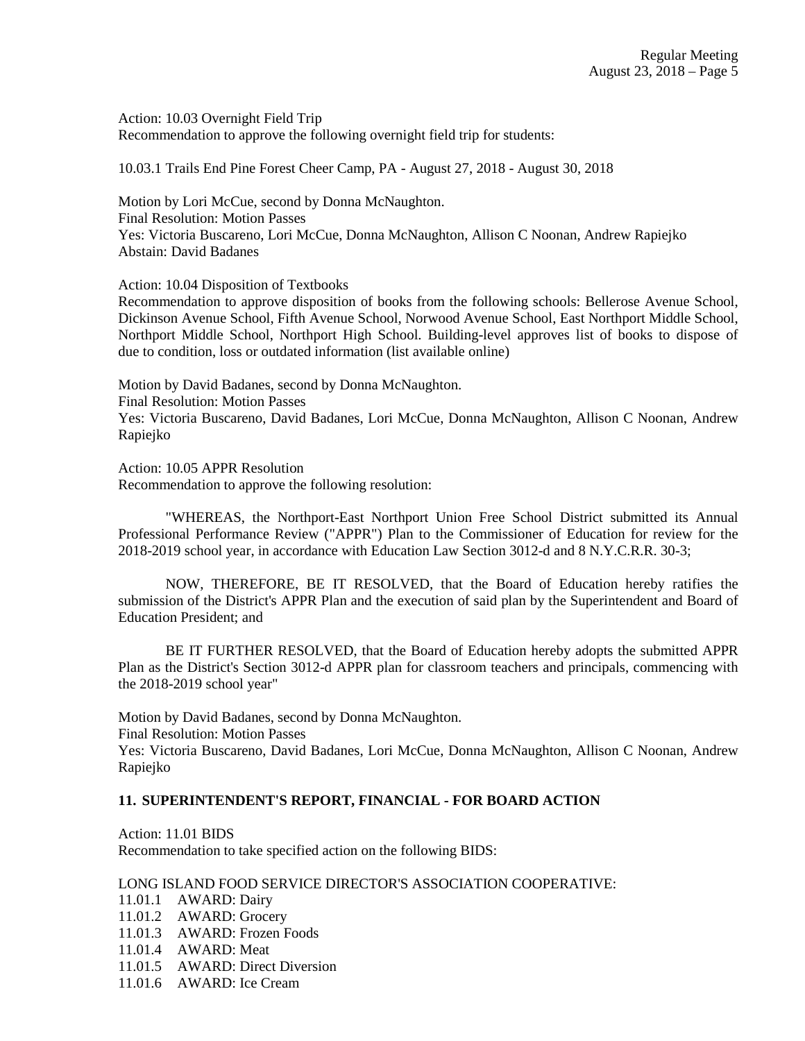Action: 10.03 Overnight Field Trip
Recommendation to approve the following overnight field trip for students:

10.03.1 Trails End Pine Forest Cheer Camp, PA - August 27, 2018 - August 30, 2018

Motion by Lori McCue, second by Donna McNaughton.
Final Resolution: Motion Passes
Yes: Victoria Buscareno, Lori McCue, Donna McNaughton, Allison C Noonan, Andrew Rapiejko
Abstain: David Badanes

Action: 10.04 Disposition of Textbooks
Recommendation to approve disposition of books from the following schools: Bellerose Avenue School, Dickinson Avenue School, Fifth Avenue School, Norwood Avenue School, East Northport Middle School, Northport Middle School, Northport High School. Building-level approves list of books to dispose of due to condition, loss or outdated information (list available online)

Motion by David Badanes, second by Donna McNaughton.
Final Resolution: Motion Passes
Yes: Victoria Buscareno, David Badanes, Lori McCue, Donna McNaughton, Allison C Noonan, Andrew Rapiejko

Action: 10.05 APPR Resolution
Recommendation to approve the following resolution:

"WHEREAS, the Northport-East Northport Union Free School District submitted its Annual Professional Performance Review ("APPR") Plan to the Commissioner of Education for review for the 2018-2019 school year, in accordance with Education Law Section 3012-d and 8 N.Y.C.R.R. 30-3;

NOW, THEREFORE, BE IT RESOLVED, that the Board of Education hereby ratifies the submission of the District's APPR Plan and the execution of said plan by the Superintendent and Board of Education President; and

BE IT FURTHER RESOLVED, that the Board of Education hereby adopts the submitted APPR Plan as the District's Section 3012-d APPR plan for classroom teachers and principals, commencing with the 2018-2019 school year"

Motion by David Badanes, second by Donna McNaughton.
Final Resolution: Motion Passes
Yes: Victoria Buscareno, David Badanes, Lori McCue, Donna McNaughton, Allison C Noonan, Andrew Rapiejko

## 11. SUPERINTENDENT'S REPORT, FINANCIAL - FOR BOARD ACTION

Action: 11.01 BIDS
Recommendation to take specified action on the following BIDS:

LONG ISLAND FOOD SERVICE DIRECTOR'S ASSOCIATION COOPERATIVE:
11.01.1 AWARD: Dairy
11.01.2 AWARD: Grocery
11.01.3 AWARD: Frozen Foods
11.01.4 AWARD: Meat
11.01.5 AWARD: Direct Diversion
11.01.6 AWARD: Ice Cream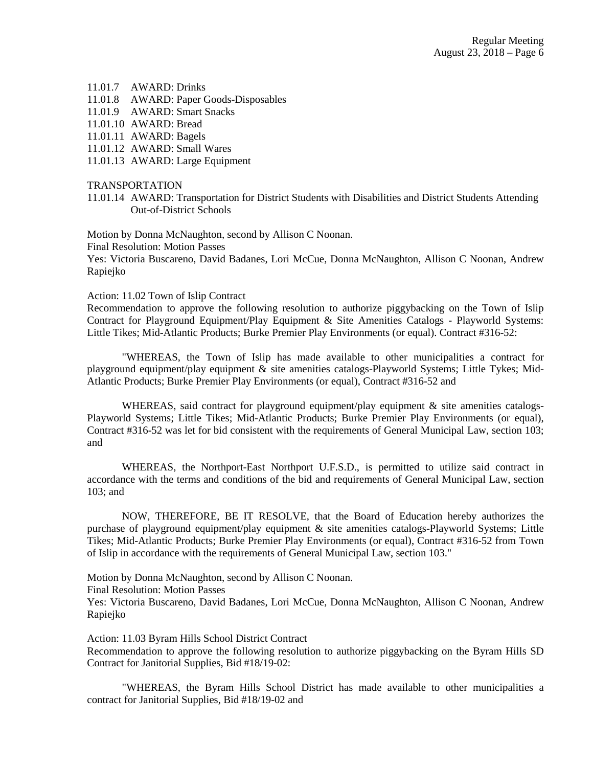11.01.7 AWARD: Drinks
11.01.8 AWARD: Paper Goods-Disposables
11.01.9 AWARD: Smart Snacks
11.01.10 AWARD: Bread
11.01.11 AWARD: Bagels
11.01.12 AWARD: Small Wares
11.01.13 AWARD: Large Equipment

TRANSPORTATION

11.01.14 AWARD: Transportation for District Students with Disabilities and District Students Attending Out-of-District Schools

Motion by Donna McNaughton, second by Allison C Noonan.
Final Resolution: Motion Passes
Yes: Victoria Buscareno, David Badanes, Lori McCue, Donna McNaughton, Allison C Noonan, Andrew Rapiejko

Action: 11.02 Town of Islip Contract
Recommendation to approve the following resolution to authorize piggybacking on the Town of Islip Contract for Playground Equipment/Play Equipment & Site Amenities Catalogs - Playworld Systems: Little Tikes; Mid-Atlantic Products; Burke Premier Play Environments (or equal). Contract #316-52:

"WHEREAS, the Town of Islip has made available to other municipalities a contract for playground equipment/play equipment & site amenities catalogs-Playworld Systems; Little Tykes; Mid-Atlantic Products; Burke Premier Play Environments (or equal), Contract #316-52 and

WHEREAS, said contract for playground equipment/play equipment & site amenities catalogs-Playworld Systems; Little Tikes; Mid-Atlantic Products; Burke Premier Play Environments (or equal), Contract #316-52 was let for bid consistent with the requirements of General Municipal Law, section 103; and

WHEREAS, the Northport-East Northport U.F.S.D., is permitted to utilize said contract in accordance with the terms and conditions of the bid and requirements of General Municipal Law, section 103; and

NOW, THEREFORE, BE IT RESOLVE, that the Board of Education hereby authorizes the purchase of playground equipment/play equipment & site amenities catalogs-Playworld Systems; Little Tikes; Mid-Atlantic Products; Burke Premier Play Environments (or equal), Contract #316-52 from Town of Islip in accordance with the requirements of General Municipal Law, section 103."

Motion by Donna McNaughton, second by Allison C Noonan.
Final Resolution: Motion Passes
Yes: Victoria Buscareno, David Badanes, Lori McCue, Donna McNaughton, Allison C Noonan, Andrew Rapiejko

Action: 11.03 Byram Hills School District Contract
Recommendation to approve the following resolution to authorize piggybacking on the Byram Hills SD Contract for Janitorial Supplies, Bid #18/19-02:

"WHEREAS, the Byram Hills School District has made available to other municipalities a contract for Janitorial Supplies, Bid #18/19-02 and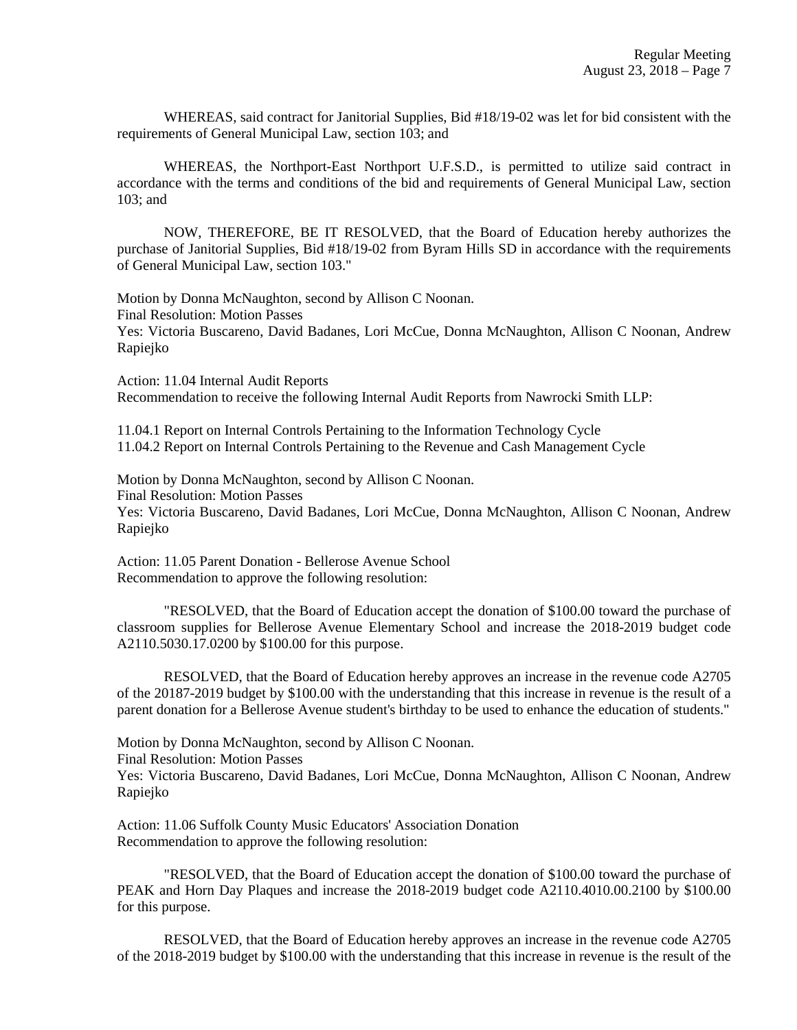WHEREAS, said contract for Janitorial Supplies, Bid #18/19-02 was let for bid consistent with the requirements of General Municipal Law, section 103; and

WHEREAS, the Northport-East Northport U.F.S.D., is permitted to utilize said contract in accordance with the terms and conditions of the bid and requirements of General Municipal Law, section 103; and

NOW, THEREFORE, BE IT RESOLVED, that the Board of Education hereby authorizes the purchase of Janitorial Supplies, Bid #18/19-02 from Byram Hills SD in accordance with the requirements of General Municipal Law, section 103."

Motion by Donna McNaughton, second by Allison C Noonan.
Final Resolution: Motion Passes
Yes: Victoria Buscareno, David Badanes, Lori McCue, Donna McNaughton, Allison C Noonan, Andrew Rapiejko

Action: 11.04 Internal Audit Reports
Recommendation to receive the following Internal Audit Reports from Nawrocki Smith LLP:

11.04.1 Report on Internal Controls Pertaining to the Information Technology Cycle
11.04.2 Report on Internal Controls Pertaining to the Revenue and Cash Management Cycle

Motion by Donna McNaughton, second by Allison C Noonan.
Final Resolution: Motion Passes
Yes: Victoria Buscareno, David Badanes, Lori McCue, Donna McNaughton, Allison C Noonan, Andrew Rapiejko

Action: 11.05 Parent Donation - Bellerose Avenue School
Recommendation to approve the following resolution:

"RESOLVED, that the Board of Education accept the donation of $100.00 toward the purchase of classroom supplies for Bellerose Avenue Elementary School and increase the 2018-2019 budget code A2110.5030.17.0200 by $100.00 for this purpose.

RESOLVED, that the Board of Education hereby approves an increase in the revenue code A2705 of the 20187-2019 budget by $100.00 with the understanding that this increase in revenue is the result of a parent donation for a Bellerose Avenue student's birthday to be used to enhance the education of students."

Motion by Donna McNaughton, second by Allison C Noonan.
Final Resolution: Motion Passes
Yes: Victoria Buscareno, David Badanes, Lori McCue, Donna McNaughton, Allison C Noonan, Andrew Rapiejko

Action: 11.06 Suffolk County Music Educators' Association Donation
Recommendation to approve the following resolution:

"RESOLVED, that the Board of Education accept the donation of $100.00 toward the purchase of PEAK and Horn Day Plaques and increase the 2018-2019 budget code A2110.4010.00.2100 by $100.00 for this purpose.

RESOLVED, that the Board of Education hereby approves an increase in the revenue code A2705 of the 2018-2019 budget by $100.00 with the understanding that this increase in revenue is the result of the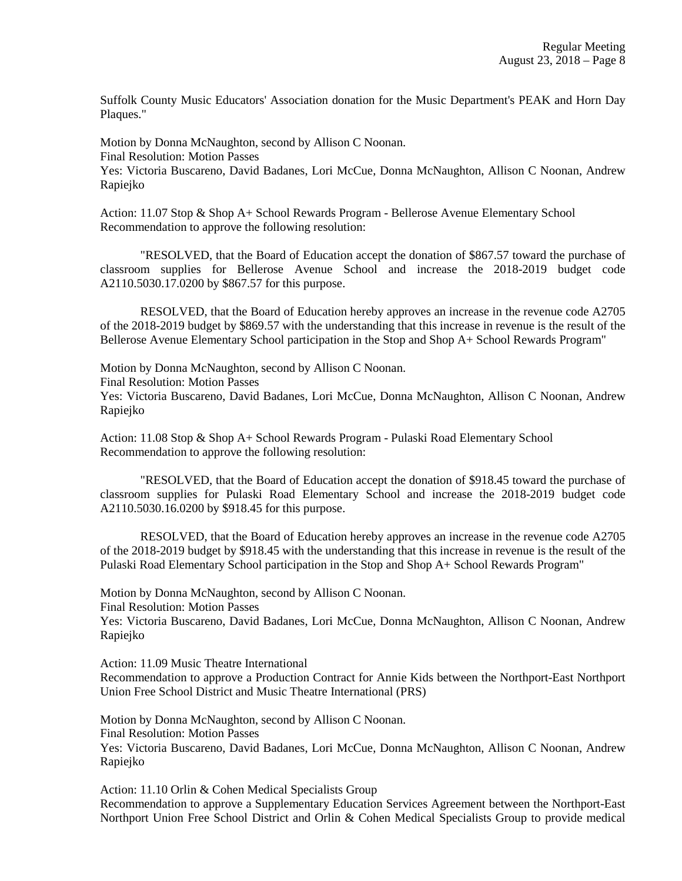Suffolk County Music Educators' Association donation for the Music Department's PEAK and Horn Day Plaques."

Motion by Donna McNaughton, second by Allison C Noonan.
Final Resolution: Motion Passes
Yes: Victoria Buscareno, David Badanes, Lori McCue, Donna McNaughton, Allison C Noonan, Andrew Rapiejko

Action: 11.07 Stop & Shop A+ School Rewards Program - Bellerose Avenue Elementary School
Recommendation to approve the following resolution:

"RESOLVED, that the Board of Education accept the donation of $867.57 toward the purchase of classroom supplies for Bellerose Avenue School and increase the 2018-2019 budget code A2110.5030.17.0200 by $867.57 for this purpose.

RESOLVED, that the Board of Education hereby approves an increase in the revenue code A2705 of the 2018-2019 budget by $869.57 with the understanding that this increase in revenue is the result of the Bellerose Avenue Elementary School participation in the Stop and Shop A+ School Rewards Program"

Motion by Donna McNaughton, second by Allison C Noonan.
Final Resolution: Motion Passes
Yes: Victoria Buscareno, David Badanes, Lori McCue, Donna McNaughton, Allison C Noonan, Andrew Rapiejko

Action: 11.08 Stop & Shop A+ School Rewards Program - Pulaski Road Elementary School
Recommendation to approve the following resolution:

"RESOLVED, that the Board of Education accept the donation of $918.45 toward the purchase of classroom supplies for Pulaski Road Elementary School and increase the 2018-2019 budget code A2110.5030.16.0200 by $918.45 for this purpose.

RESOLVED, that the Board of Education hereby approves an increase in the revenue code A2705 of the 2018-2019 budget by $918.45 with the understanding that this increase in revenue is the result of the Pulaski Road Elementary School participation in the Stop and Shop A+ School Rewards Program"

Motion by Donna McNaughton, second by Allison C Noonan.
Final Resolution: Motion Passes
Yes: Victoria Buscareno, David Badanes, Lori McCue, Donna McNaughton, Allison C Noonan, Andrew Rapiejko

Action: 11.09 Music Theatre International
Recommendation to approve a Production Contract for Annie Kids between the Northport-East Northport Union Free School District and Music Theatre International (PRS)

Motion by Donna McNaughton, second by Allison C Noonan.
Final Resolution: Motion Passes
Yes: Victoria Buscareno, David Badanes, Lori McCue, Donna McNaughton, Allison C Noonan, Andrew Rapiejko

Action: 11.10 Orlin & Cohen Medical Specialists Group
Recommendation to approve a Supplementary Education Services Agreement between the Northport-East Northport Union Free School District and Orlin & Cohen Medical Specialists Group to provide medical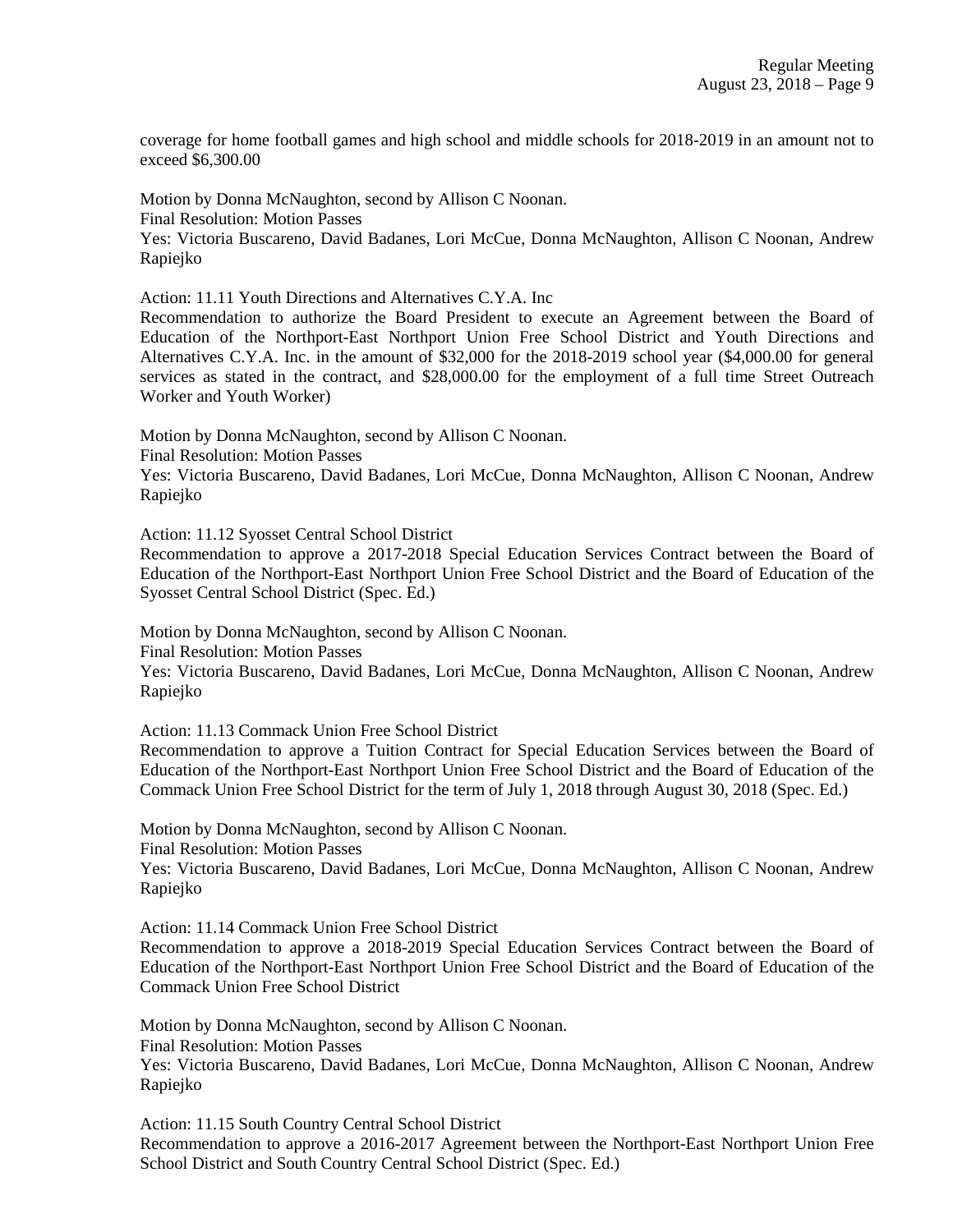coverage for home football games and high school and middle schools for 2018-2019 in an amount not to exceed $6,300.00

Motion by Donna McNaughton, second by Allison C Noonan.
Final Resolution: Motion Passes
Yes: Victoria Buscareno, David Badanes, Lori McCue, Donna McNaughton, Allison C Noonan, Andrew Rapiejko

Action: 11.11 Youth Directions and Alternatives C.Y.A. Inc
Recommendation to authorize the Board President to execute an Agreement between the Board of Education of the Northport-East Northport Union Free School District and Youth Directions and Alternatives C.Y.A. Inc. in the amount of $32,000 for the 2018-2019 school year ($4,000.00 for general services as stated in the contract, and $28,000.00 for the employment of a full time Street Outreach Worker and Youth Worker)

Motion by Donna McNaughton, second by Allison C Noonan.
Final Resolution: Motion Passes
Yes: Victoria Buscareno, David Badanes, Lori McCue, Donna McNaughton, Allison C Noonan, Andrew Rapiejko

Action: 11.12 Syosset Central School District
Recommendation to approve a 2017-2018 Special Education Services Contract between the Board of Education of the Northport-East Northport Union Free School District and the Board of Education of the Syosset Central School District (Spec. Ed.)

Motion by Donna McNaughton, second by Allison C Noonan.
Final Resolution: Motion Passes
Yes: Victoria Buscareno, David Badanes, Lori McCue, Donna McNaughton, Allison C Noonan, Andrew Rapiejko

Action: 11.13 Commack Union Free School District
Recommendation to approve a Tuition Contract for Special Education Services between the Board of Education of the Northport-East Northport Union Free School District and the Board of Education of the Commack Union Free School District for the term of July 1, 2018 through August 30, 2018 (Spec. Ed.)

Motion by Donna McNaughton, second by Allison C Noonan.
Final Resolution: Motion Passes
Yes: Victoria Buscareno, David Badanes, Lori McCue, Donna McNaughton, Allison C Noonan, Andrew Rapiejko

Action: 11.14 Commack Union Free School District
Recommendation to approve a 2018-2019 Special Education Services Contract between the Board of Education of the Northport-East Northport Union Free School District and the Board of Education of the Commack Union Free School District

Motion by Donna McNaughton, second by Allison C Noonan.
Final Resolution: Motion Passes
Yes: Victoria Buscareno, David Badanes, Lori McCue, Donna McNaughton, Allison C Noonan, Andrew Rapiejko

Action: 11.15 South Country Central School District
Recommendation to approve a 2016-2017 Agreement between the Northport-East Northport Union Free School District and South Country Central School District (Spec. Ed.)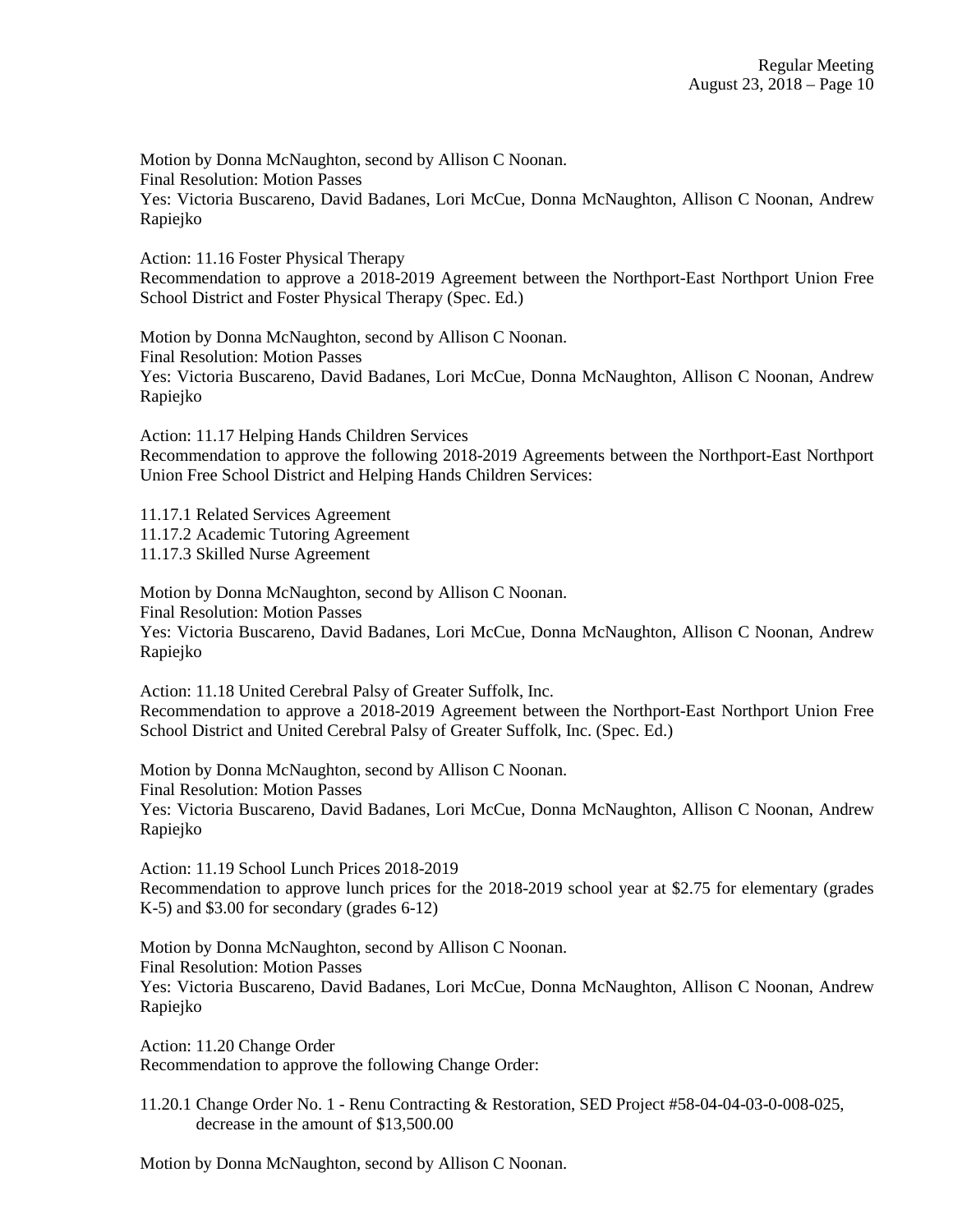Motion by Donna McNaughton, second by Allison C Noonan.
Final Resolution: Motion Passes
Yes: Victoria Buscareno, David Badanes, Lori McCue, Donna McNaughton, Allison C Noonan, Andrew Rapiejko

Action: 11.16 Foster Physical Therapy
Recommendation to approve a 2018-2019 Agreement between the Northport-East Northport Union Free School District and Foster Physical Therapy (Spec. Ed.)

Motion by Donna McNaughton, second by Allison C Noonan.
Final Resolution: Motion Passes
Yes: Victoria Buscareno, David Badanes, Lori McCue, Donna McNaughton, Allison C Noonan, Andrew Rapiejko

Action: 11.17 Helping Hands Children Services
Recommendation to approve the following 2018-2019 Agreements between the Northport-East Northport Union Free School District and Helping Hands Children Services:

11.17.1 Related Services Agreement
11.17.2 Academic Tutoring Agreement
11.17.3 Skilled Nurse Agreement

Motion by Donna McNaughton, second by Allison C Noonan.
Final Resolution: Motion Passes
Yes: Victoria Buscareno, David Badanes, Lori McCue, Donna McNaughton, Allison C Noonan, Andrew Rapiejko

Action: 11.18 United Cerebral Palsy of Greater Suffolk, Inc.
Recommendation to approve a 2018-2019 Agreement between the Northport-East Northport Union Free School District and United Cerebral Palsy of Greater Suffolk, Inc. (Spec. Ed.)

Motion by Donna McNaughton, second by Allison C Noonan.
Final Resolution: Motion Passes
Yes: Victoria Buscareno, David Badanes, Lori McCue, Donna McNaughton, Allison C Noonan, Andrew Rapiejko

Action: 11.19 School Lunch Prices 2018-2019
Recommendation to approve lunch prices for the 2018-2019 school year at $2.75 for elementary (grades K-5) and $3.00 for secondary (grades 6-12)

Motion by Donna McNaughton, second by Allison C Noonan.
Final Resolution: Motion Passes
Yes: Victoria Buscareno, David Badanes, Lori McCue, Donna McNaughton, Allison C Noonan, Andrew Rapiejko

Action: 11.20 Change Order
Recommendation to approve the following Change Order:

11.20.1 Change Order No. 1 - Renu Contracting & Restoration, SED Project #58-04-04-03-0-008-025, decrease in the amount of $13,500.00

Motion by Donna McNaughton, second by Allison C Noonan.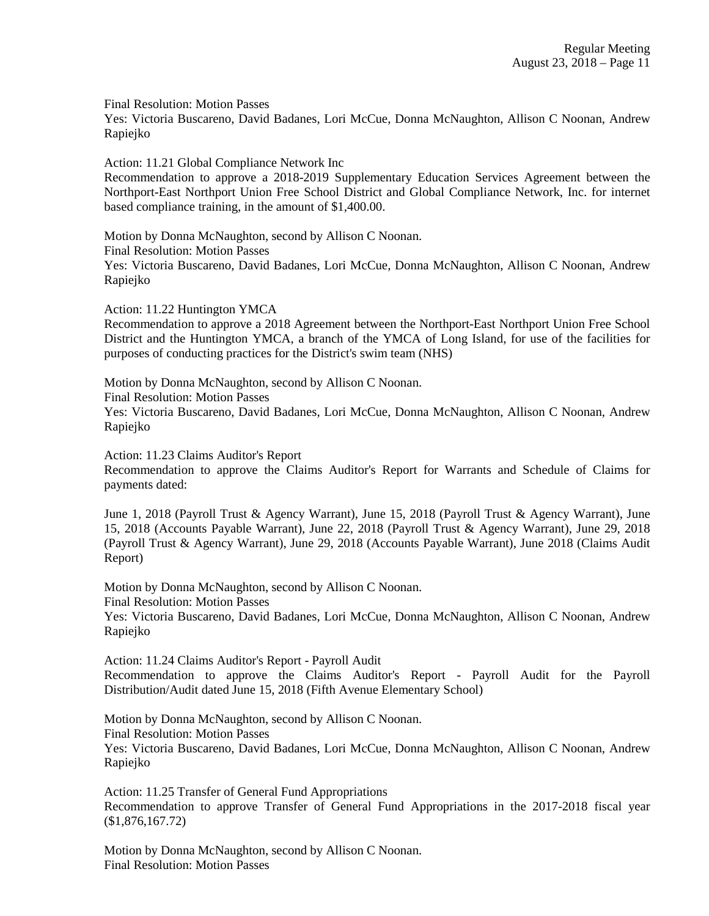Final Resolution: Motion Passes
Yes: Victoria Buscareno, David Badanes, Lori McCue, Donna McNaughton, Allison C Noonan, Andrew Rapiejko

Action: 11.21 Global Compliance Network Inc
Recommendation to approve a 2018-2019 Supplementary Education Services Agreement between the Northport-East Northport Union Free School District and Global Compliance Network, Inc. for internet based compliance training, in the amount of $1,400.00.

Motion by Donna McNaughton, second by Allison C Noonan.
Final Resolution: Motion Passes
Yes: Victoria Buscareno, David Badanes, Lori McCue, Donna McNaughton, Allison C Noonan, Andrew Rapiejko

Action: 11.22 Huntington YMCA
Recommendation to approve a 2018 Agreement between the Northport-East Northport Union Free School District and the Huntington YMCA, a branch of the YMCA of Long Island, for use of the facilities for purposes of conducting practices for the District's swim team (NHS)

Motion by Donna McNaughton, second by Allison C Noonan.
Final Resolution: Motion Passes
Yes: Victoria Buscareno, David Badanes, Lori McCue, Donna McNaughton, Allison C Noonan, Andrew Rapiejko

Action: 11.23 Claims Auditor's Report
Recommendation to approve the Claims Auditor's Report for Warrants and Schedule of Claims for payments dated:

June 1, 2018 (Payroll Trust & Agency Warrant), June 15, 2018 (Payroll Trust & Agency Warrant), June 15, 2018 (Accounts Payable Warrant), June 22, 2018 (Payroll Trust & Agency Warrant), June 29, 2018 (Payroll Trust & Agency Warrant), June 29, 2018 (Accounts Payable Warrant), June 2018 (Claims Audit Report)

Motion by Donna McNaughton, second by Allison C Noonan.
Final Resolution: Motion Passes
Yes: Victoria Buscareno, David Badanes, Lori McCue, Donna McNaughton, Allison C Noonan, Andrew Rapiejko

Action: 11.24 Claims Auditor's Report - Payroll Audit
Recommendation to approve the Claims Auditor's Report - Payroll Audit for the Payroll Distribution/Audit dated June 15, 2018 (Fifth Avenue Elementary School)

Motion by Donna McNaughton, second by Allison C Noonan.
Final Resolution: Motion Passes
Yes: Victoria Buscareno, David Badanes, Lori McCue, Donna McNaughton, Allison C Noonan, Andrew Rapiejko

Action: 11.25 Transfer of General Fund Appropriations
Recommendation to approve Transfer of General Fund Appropriations in the 2017-2018 fiscal year ($1,876,167.72)

Motion by Donna McNaughton, second by Allison C Noonan.
Final Resolution: Motion Passes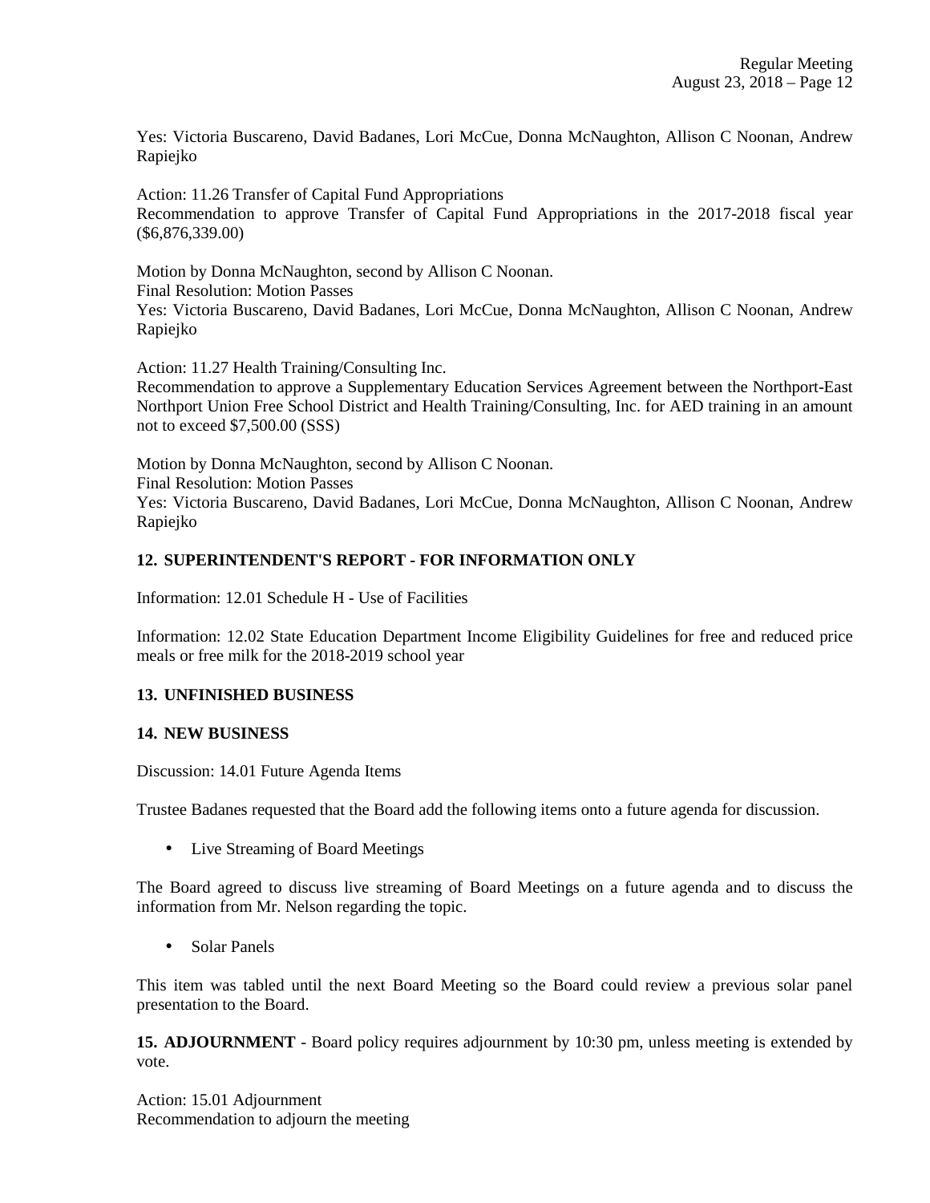Yes: Victoria Buscareno, David Badanes, Lori McCue, Donna McNaughton, Allison C Noonan, Andrew Rapiejko

Action: 11.26 Transfer of Capital Fund Appropriations
Recommendation to approve Transfer of Capital Fund Appropriations in the 2017-2018 fiscal year ($6,876,339.00)

Motion by Donna McNaughton, second by Allison C Noonan.
Final Resolution: Motion Passes
Yes: Victoria Buscareno, David Badanes, Lori McCue, Donna McNaughton, Allison C Noonan, Andrew Rapiejko

Action: 11.27 Health Training/Consulting Inc.
Recommendation to approve a Supplementary Education Services Agreement between the Northport-East Northport Union Free School District and Health Training/Consulting, Inc. for AED training in an amount not to exceed $7,500.00 (SSS)

Motion by Donna McNaughton, second by Allison C Noonan.
Final Resolution: Motion Passes
Yes: Victoria Buscareno, David Badanes, Lori McCue, Donna McNaughton, Allison C Noonan, Andrew Rapiejko

**12. SUPERINTENDENT'S REPORT - FOR INFORMATION ONLY**

Information: 12.01 Schedule H - Use of Facilities

Information: 12.02 State Education Department Income Eligibility Guidelines for free and reduced price meals or free milk for the 2018-2019 school year

**13. UNFINISHED BUSINESS**

**14. NEW BUSINESS**

Discussion: 14.01 Future Agenda Items

Trustee Badanes requested that the Board add the following items onto a future agenda for discussion.

- Live Streaming of Board Meetings

The Board agreed to discuss live streaming of Board Meetings on a future agenda and to discuss the information from Mr. Nelson regarding the topic.

- Solar Panels

This item was tabled until the next Board Meeting so the Board could review a previous solar panel presentation to the Board.

**15. ADJOURNMENT** - Board policy requires adjournment by 10:30 pm, unless meeting is extended by vote.

Action: 15.01 Adjournment
Recommendation to adjourn the meeting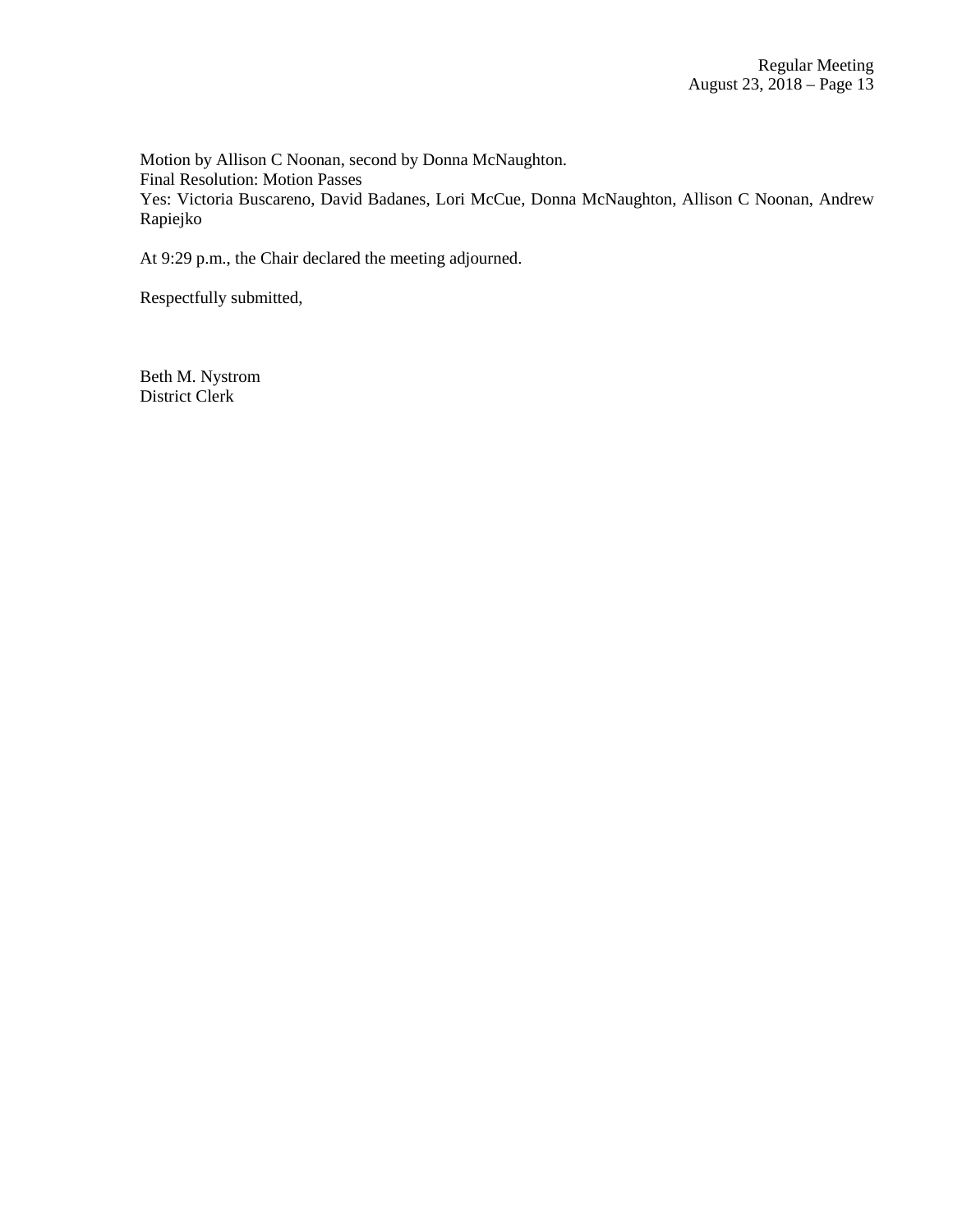Motion by Allison C Noonan, second by Donna McNaughton.
Final Resolution: Motion Passes
Yes: Victoria Buscareno, David Badanes, Lori McCue, Donna McNaughton, Allison C Noonan, Andrew Rapiejko

At 9:29 p.m., the Chair declared the meeting adjourned.

Respectfully submitted,

Beth M. Nystrom
District Clerk